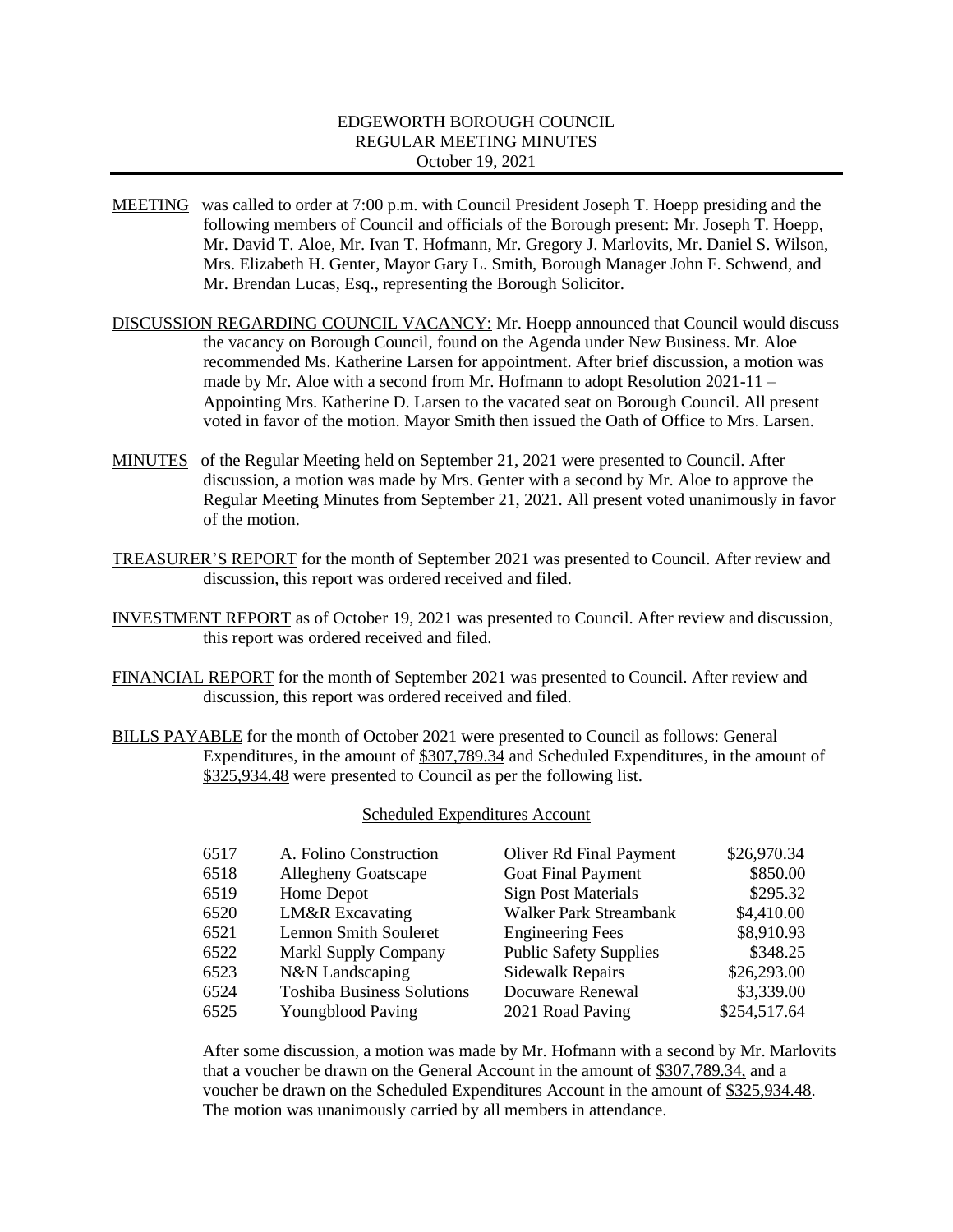# EDGEWORTH BOROUGH COUNCIL
## REGULAR MEETING MINUTES
October 19, 2021

MEETING was called to order at 7:00 p.m. with Council President Joseph T. Hoepp presiding and the following members of Council and officials of the Borough present: Mr. Joseph T. Hoepp, Mr. David T. Aloe, Mr. Ivan T. Hofmann, Mr. Gregory J. Marlovits, Mr. Daniel S. Wilson, Mrs. Elizabeth H. Genter, Mayor Gary L. Smith, Borough Manager John F. Schwend, and Mr. Brendan Lucas, Esq., representing the Borough Solicitor.

DISCUSSION REGARDING COUNCIL VACANCY: Mr. Hoepp announced that Council would discuss the vacancy on Borough Council, found on the Agenda under New Business. Mr. Aloe recommended Ms. Katherine Larsen for appointment. After brief discussion, a motion was made by Mr. Aloe with a second from Mr. Hofmann to adopt Resolution 2021-11 – Appointing Mrs. Katherine D. Larsen to the vacated seat on Borough Council. All present voted in favor of the motion. Mayor Smith then issued the Oath of Office to Mrs. Larsen.

MINUTES of the Regular Meeting held on September 21, 2021 were presented to Council. After discussion, a motion was made by Mrs. Genter with a second by Mr. Aloe to approve the Regular Meeting Minutes from September 21, 2021. All present voted unanimously in favor of the motion.

TREASURER'S REPORT for the month of September 2021 was presented to Council. After review and discussion, this report was ordered received and filed.

INVESTMENT REPORT as of October 19, 2021 was presented to Council. After review and discussion, this report was ordered received and filed.

FINANCIAL REPORT for the month of September 2021 was presented to Council. After review and discussion, this report was ordered received and filed.

BILLS PAYABLE for the month of October 2021 were presented to Council as follows: General Expenditures, in the amount of $307,789.34 and Scheduled Expenditures, in the amount of $325,934.48 were presented to Council as per the following list.

Scheduled Expenditures Account

| | | | |
|---|---|---|---|
| 6517 | A. Folino Construction | Oliver Rd Final Payment | $26,970.34 |
| 6518 | Allegheny Goatscape | Goat Final Payment | $850.00 |
| 6519 | Home Depot | Sign Post Materials | $295.32 |
| 6520 | LM&R Excavating | Walker Park Streambank | $4,410.00 |
| 6521 | Lennon Smith Souleret | Engineering Fees | $8,910.93 |
| 6522 | Markl Supply Company | Public Safety Supplies | $348.25 |
| 6523 | N&N Landscaping | Sidewalk Repairs | $26,293.00 |
| 6524 | Toshiba Business Solutions | Docuware Renewal | $3,339.00 |
| 6525 | Youngblood Paving | 2021 Road Paving | $254,517.64 |

After some discussion, a motion was made by Mr. Hofmann with a second by Mr. Marlovits that a voucher be drawn on the General Account in the amount of $307,789.34, and a voucher be drawn on the Scheduled Expenditures Account in the amount of $325,934.48. The motion was unanimously carried by all members in attendance.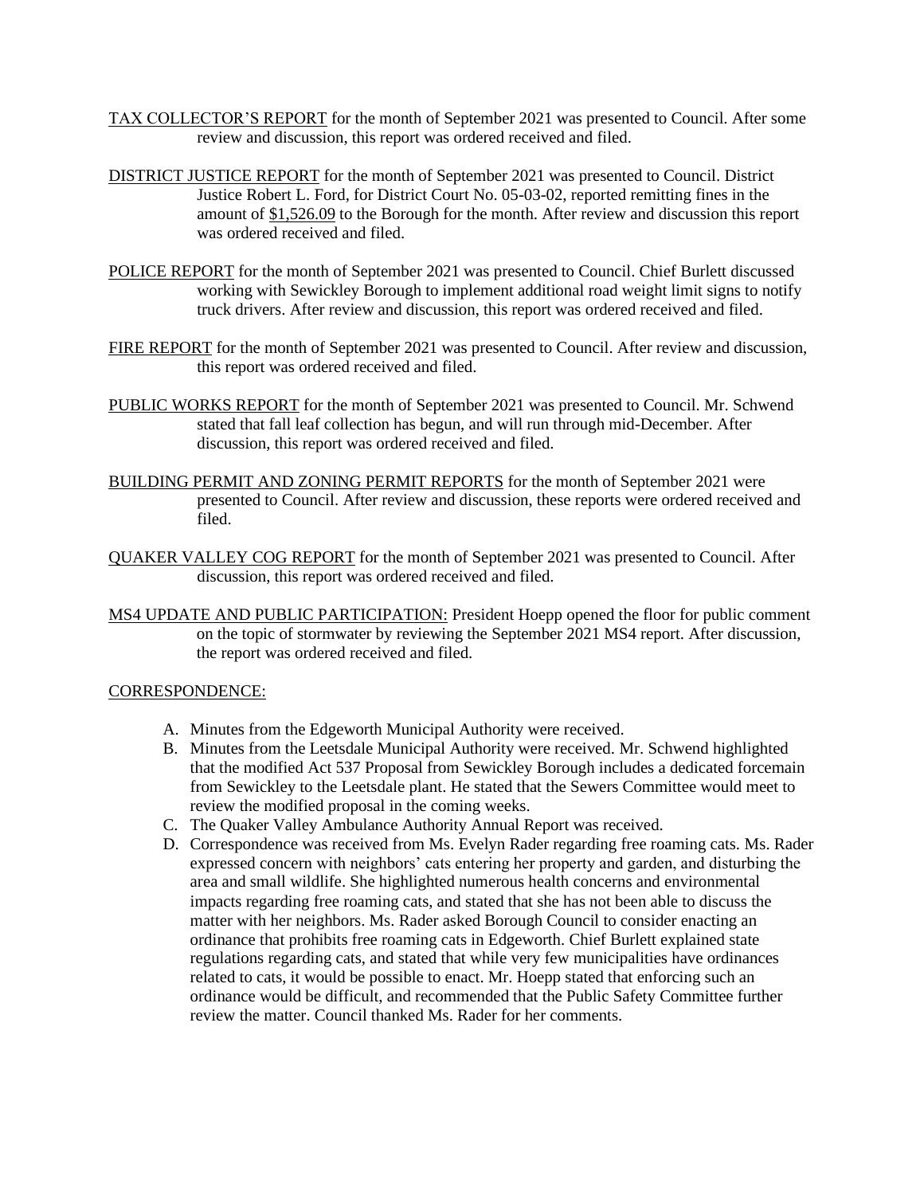TAX COLLECTOR'S REPORT for the month of September 2021 was presented to Council. After some review and discussion, this report was ordered received and filed.

DISTRICT JUSTICE REPORT for the month of September 2021 was presented to Council. District Justice Robert L. Ford, for District Court No. 05-03-02, reported remitting fines in the amount of $1,526.09 to the Borough for the month. After review and discussion this report was ordered received and filed.

POLICE REPORT for the month of September 2021 was presented to Council. Chief Burlett discussed working with Sewickley Borough to implement additional road weight limit signs to notify truck drivers. After review and discussion, this report was ordered received and filed.

FIRE REPORT for the month of September 2021 was presented to Council. After review and discussion, this report was ordered received and filed.

PUBLIC WORKS REPORT for the month of September 2021 was presented to Council. Mr. Schwend stated that fall leaf collection has begun, and will run through mid-December. After discussion, this report was ordered received and filed.

BUILDING PERMIT AND ZONING PERMIT REPORTS for the month of September 2021 were presented to Council. After review and discussion, these reports were ordered received and filed.

QUAKER VALLEY COG REPORT for the month of September 2021 was presented to Council. After discussion, this report was ordered received and filed.

MS4 UPDATE AND PUBLIC PARTICIPATION: President Hoepp opened the floor for public comment on the topic of stormwater by reviewing the September 2021 MS4 report. After discussion, the report was ordered received and filed.

CORRESPONDENCE:

A. Minutes from the Edgeworth Municipal Authority were received.
B. Minutes from the Leetsdale Municipal Authority were received. Mr. Schwend highlighted that the modified Act 537 Proposal from Sewickley Borough includes a dedicated forcemain from Sewickley to the Leetsdale plant. He stated that the Sewers Committee would meet to review the modified proposal in the coming weeks.
C. The Quaker Valley Ambulance Authority Annual Report was received.
D. Correspondence was received from Ms. Evelyn Rader regarding free roaming cats. Ms. Rader expressed concern with neighbors' cats entering her property and garden, and disturbing the area and small wildlife. She highlighted numerous health concerns and environmental impacts regarding free roaming cats, and stated that she has not been able to discuss the matter with her neighbors. Ms. Rader asked Borough Council to consider enacting an ordinance that prohibits free roaming cats in Edgeworth. Chief Burlett explained state regulations regarding cats, and stated that while very few municipalities have ordinances related to cats, it would be possible to enact. Mr. Hoepp stated that enforcing such an ordinance would be difficult, and recommended that the Public Safety Committee further review the matter. Council thanked Ms. Rader for her comments.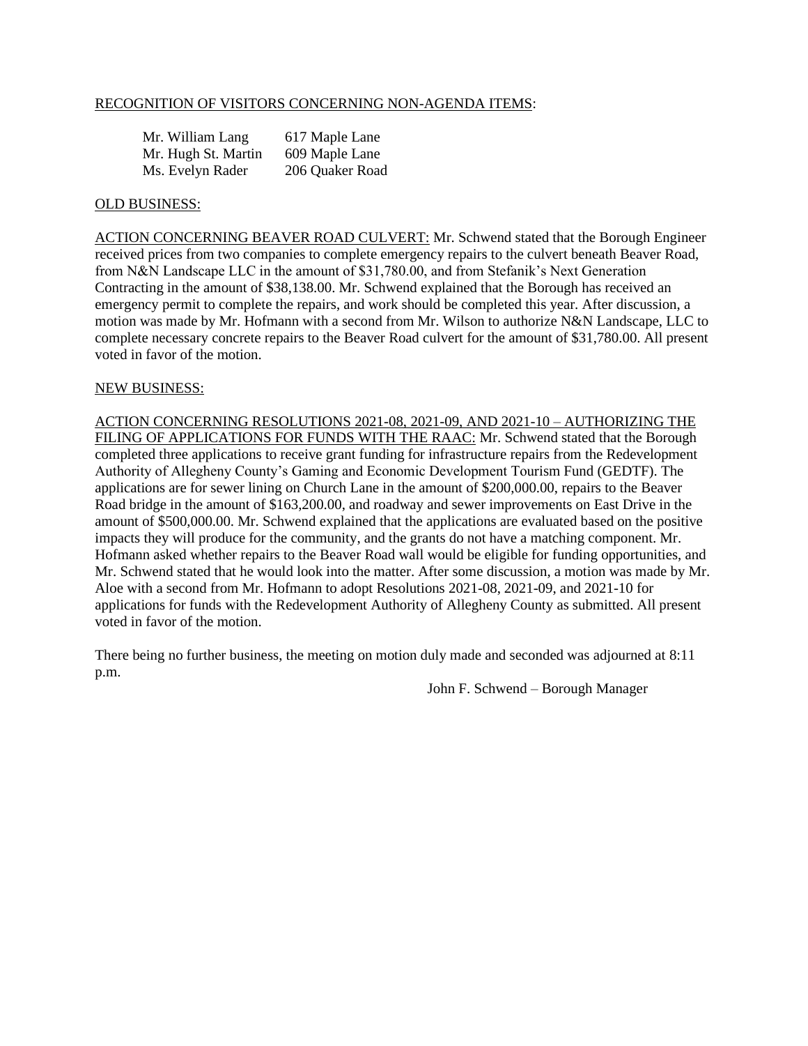<u>RECOGNITION OF VISITORS CONCERNING NON-AGENDA ITEMS</u>:

| | |
|---|---|
| Mr. William Lang | 617 Maple Lane |
| Mr. Hugh St. Martin | 609 Maple Lane |
| Ms. Evelyn Rader | 206 Quaker Road |

<u>OLD BUSINESS:</u>

<u>ACTION CONCERNING BEAVER ROAD CULVERT:</u> Mr. Schwend stated that the Borough Engineer received prices from two companies to complete emergency repairs to the culvert beneath Beaver Road, from N&N Landscape LLC in the amount of $31,780.00, and from Stefanik's Next Generation Contracting in the amount of $38,138.00. Mr. Schwend explained that the Borough has received an emergency permit to complete the repairs, and work should be completed this year. After discussion, a motion was made by Mr. Hofmann with a second from Mr. Wilson to authorize N&N Landscape, LLC to complete necessary concrete repairs to the Beaver Road culvert for the amount of $31,780.00. All present voted in favor of the motion.

<u>NEW BUSINESS:</u>

<u>ACTION CONCERNING RESOLUTIONS 2021-08, 2021-09, AND 2021-10 – AUTHORIZING THE FILING OF APPLICATIONS FOR FUNDS WITH THE RAAC:</u> Mr. Schwend stated that the Borough completed three applications to receive grant funding for infrastructure repairs from the Redevelopment Authority of Allegheny County's Gaming and Economic Development Tourism Fund (GEDTF). The applications are for sewer lining on Church Lane in the amount of $200,000.00, repairs to the Beaver Road bridge in the amount of $163,200.00, and roadway and sewer improvements on East Drive in the amount of $500,000.00. Mr. Schwend explained that the applications are evaluated based on the positive impacts they will produce for the community, and the grants do not have a matching component. Mr. Hofmann asked whether repairs to the Beaver Road wall would be eligible for funding opportunities, and Mr. Schwend stated that he would look into the matter. After some discussion, a motion was made by Mr. Aloe with a second from Mr. Hofmann to adopt Resolutions 2021-08, 2021-09, and 2021-10 for applications for funds with the Redevelopment Authority of Allegheny County as submitted. All present voted in favor of the motion.

There being no further business, the meeting on motion duly made and seconded was adjourned at 8:11 p.m.

John F. Schwend – Borough Manager